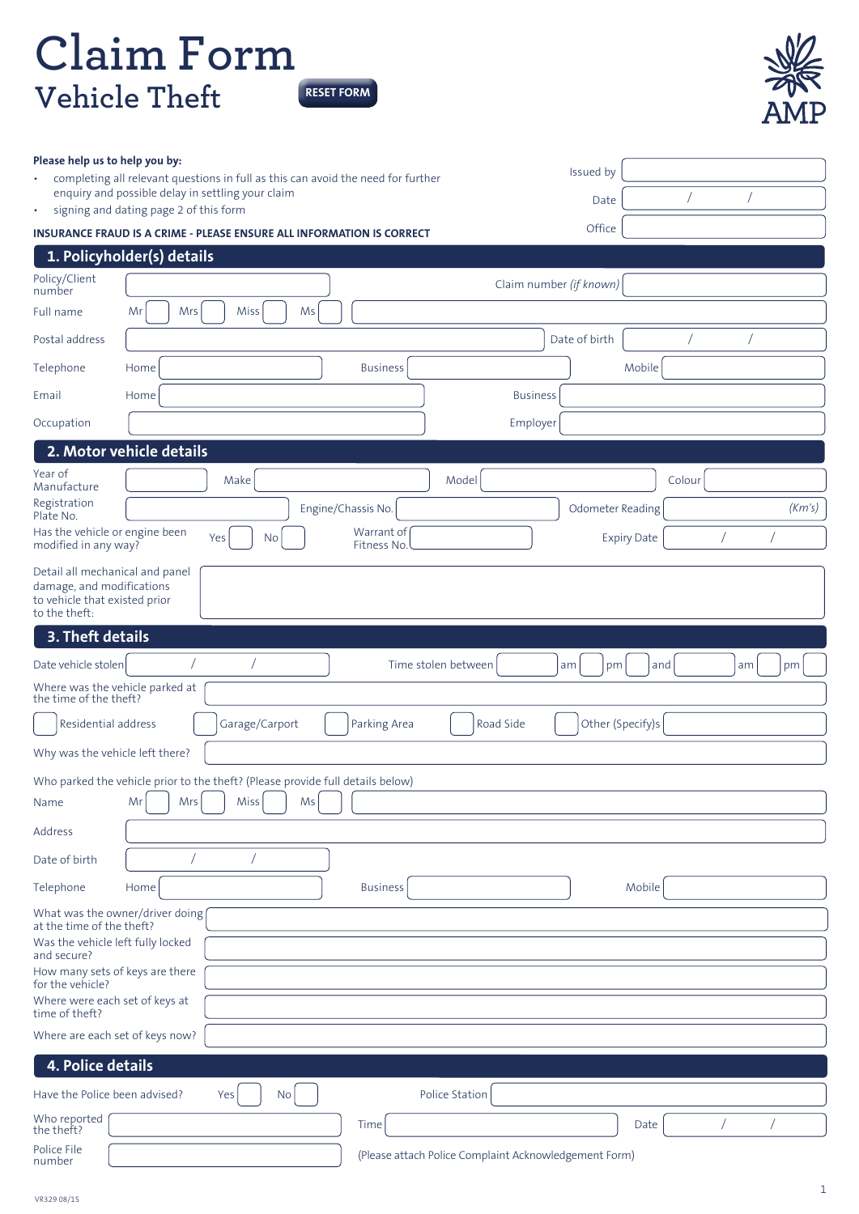# Claim Form

## Vehicle Theft

RESET FORM

AMP

**Please help us to help you by:**

- completing all relevant questions in full as this can avoid the need for further enquiry and possible delay in settling your claim
- signing and dating page 2 of this form

Issued by

Date / /

Office

**INSURANCE FRAUD IS A CRIME - PLEASE ENSURE ALL INFORMATION IS CORRECT**

## 1. Policyholder(s) details

Policy/Client number

Claim number *(if known)*

Full name Mr Mrs Miss Ms

Postal address

Date of birth / /

Telephone Home Business Mobile

Email Home Business

Occupation Employer

## 2. Motor vehicle details

Year of Manufacture Make Model Colour

Registration Plate No. Engine/Chassis No. Odometer Reading *(Km's)*

Has the vehicle or engine been modified in any way? Yes No

Warrant of Fitness No.

Expiry Date / /

Detail all mechanical and panel damage, and modifications to vehicle that existed prior to the theft:

## 3. Theft details

Date vehicle stolen / /

Time stolen between am pm and am pm

Where was the vehicle parked at the time of the theft?

Residential address Garage/Carport Parking Area Road Side Other (Specify)s

Why was the vehicle left there?

Who parked the vehicle prior to the theft? (Please provide full details below)

Name Mr Mrs Miss Ms

Address

Date of birth / /

Telephone Home Business Mobile

What was the owner/driver doing at the time of the theft?

Was the vehicle left fully locked and secure?

How many sets of keys are there for the vehicle?

Where were each set of keys at time of theft?

Where are each set of keys now?

## 4. Police details

Have the Police been advised? Yes No

Police Station

Who reported the theft?

Time

Date / /

Police File number

(Please attach Police Complaint Acknowledgement Form)

VR329 08/15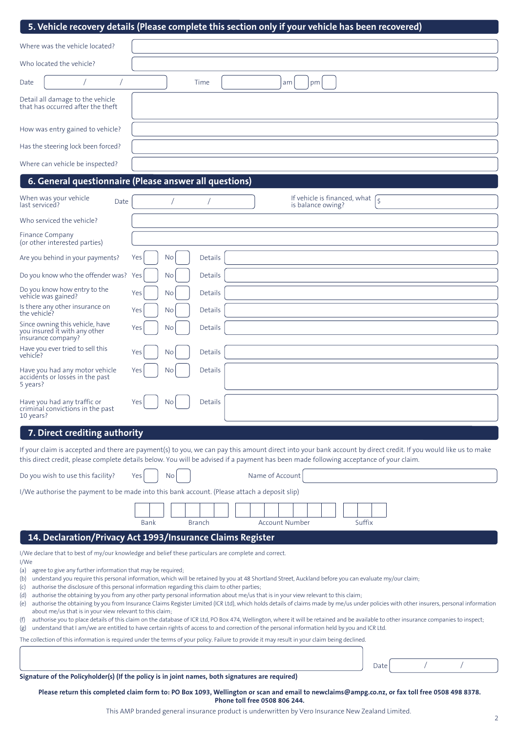## 5. Vehicle recovery details (Please complete this section only if your vehicle has been recovered)

Where was the vehicle located?

Who located the vehicle?

Date / / Time am pm

Detail all damage to the vehicle that has occurred after the theft

How was entry gained to vehicle?

Has the steering lock been forced?

Where can vehicle be inspected?

## 6. General questionnaire (Please answer all questions)

When was your vehicle last serviced? Date / /

If vehicle is financed, what is balance owing? $

Who serviced the vehicle?

Finance Company (or other interested parties)

| | | | |
|---|---|---|---|
| Are you behind in your payments? | Yes | No | Details |
| Do you know who the offender was? | Yes | No | Details |
| Do you know how entry to the vehicle was gained? | Yes | No | Details |
| Is there any other insurance on the vehicle? | Yes | No | Details |
| Since owning this vehicle, have you insured it with any other insurance company? | Yes | No | Details |
| Have you ever tried to sell this vehicle? | Yes | No | Details |
| Have you had any motor vehicle accidents or losses in the past 5 years? | Yes | No | Details |
| Have you had any traffic or criminal convictions in the past 10 years? | Yes | No | Details |

## 7. Direct crediting authority

If your claim is accepted and there are payment(s) to you, we can pay this amount direct into your bank account by direct credit. If you would like us to make this direct credit, please complete details below. You will be advised if a payment has been made following acceptance of your claim.

Do you wish to use this facility? Yes No Name of Account

I/We authorise the payment to be made into this bank account. (Please attach a deposit slip)

| Bank | Branch | Account Number | Suffix |
|---|---|---|---|
| | | | |

## 14. Declaration/Privacy Act 1993/Insurance Claims Register

I/We declare that to best of my/our knowledge and belief these particulars are complete and correct.

I/We

(a) agree to give any further information that may be required;

(b) understand you require this personal information, which will be retained by you at 48 Shortland Street, Auckland before you can evaluate my/our claim;

(c) authorise the disclosure of this personal information regarding this claim to other parties;

(d) authorise the obtaining by you from any other party personal information about me/us that is in your view relevant to this claim;

(e) authorise the obtaining by you from Insurance Claims Register Limited (ICR Ltd), which holds details of claims made by me/us under policies with other insurers, personal information about me/us that is in your view relevant to this claim;

(f) authorise you to place details of this claim on the database of ICR Ltd, PO Box 474, Wellington, where it will be retained and be available to other insurance companies to inspect;

(g) understand that I am/we are entitled to have certain rights of access to and correction of the personal information held by you and ICR Ltd.

The collection of this information is required under the terms of your policy. Failure to provide it may result in your claim being declined.

Date / /

**Signature of the Policyholder(s) (If the policy is in joint names, both signatures are required)**

**Please return this completed claim form to: PO Box 1093, Wellington or scan and email to newclaims@ampg.co.nz, or fax toll free 0508 498 8378. Phone toll free 0508 806 244.**

This AMP branded general insurance product is underwritten by Vero Insurance New Zealand Limited.